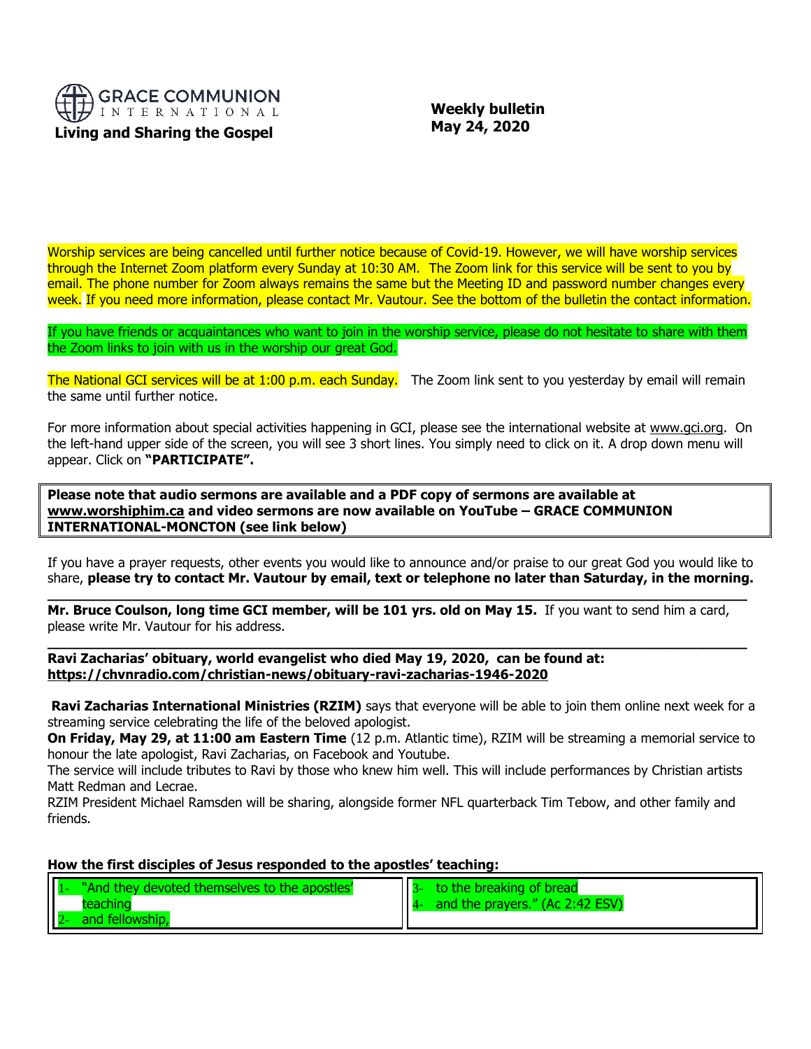GRACE COMMUNION INTERNATIONAL

**Living and Sharing the Gospel**

**Weekly bulletin**
**May 24, 2020**

Worship services are being cancelled until further notice because of Covid-19. However, we will have worship services through the Internet Zoom platform every Sunday at 10:30 AM. The Zoom link for this service will be sent to you by email. The phone number for Zoom always remains the same but the Meeting ID and password number changes every week. If you need more information, please contact Mr. Vautour. See the bottom of the bulletin the contact information.

If you have friends or acquaintances who want to join in the worship service, please do not hesitate to share with them the Zoom links to join with us in the worship our great God.

The National GCI services will be at 1:00 p.m. each Sunday. The Zoom link sent to you yesterday by email will remain the same until further notice.

For more information about special activities happening in GCI, please see the international website at www.gci.org. On the left-hand upper side of the screen, you will see 3 short lines. You simply need to click on it. A drop down menu will appear. Click on **"PARTICIPATE".**

**Please note that audio sermons are available and a PDF copy of sermons are available at www.worshiphim.ca and video sermons are now available on YouTube – GRACE COMMUNION INTERNATIONAL-MONCTON (see link below)**

If you have a prayer requests, other events you would like to announce and/or praise to our great God you would like to share, **please try to contact Mr. Vautour by email, text or telephone no later than Saturday, in the morning.**

---

**Mr. Bruce Coulson, long time GCI member, will be 101 yrs. old on May 15.** If you want to send him a card, please write Mr. Vautour for his address.

---

**Ravi Zacharias' obituary, world evangelist who died May 19, 2020, can be found at: https://chvnradio.com/christian-news/obituary-ravi-zacharias-1946-2020**

**Ravi Zacharias International Ministries (RZIM)** says that everyone will be able to join them online next week for a streaming service celebrating the life of the beloved apologist.

**On Friday, May 29, at 11:00 am Eastern Time** (12 p.m. Atlantic time), RZIM will be streaming a memorial service to honour the late apologist, Ravi Zacharias, on Facebook and Youtube.

The service will include tributes to Ravi by those who knew him well. This will include performances by Christian artists Matt Redman and Lecrae.

RZIM President Michael Ramsden will be sharing, alongside former NFL quarterback Tim Tebow, and other family and friends.

**How the first disciples of Jesus responded to the apostles' teaching:**

| | |
|---|---|
| 1- "And they devoted themselves to the apostles' teaching<br>2- and fellowship, | 3- to the breaking of bread<br>4- and the prayers." (Ac 2:42 ESV) |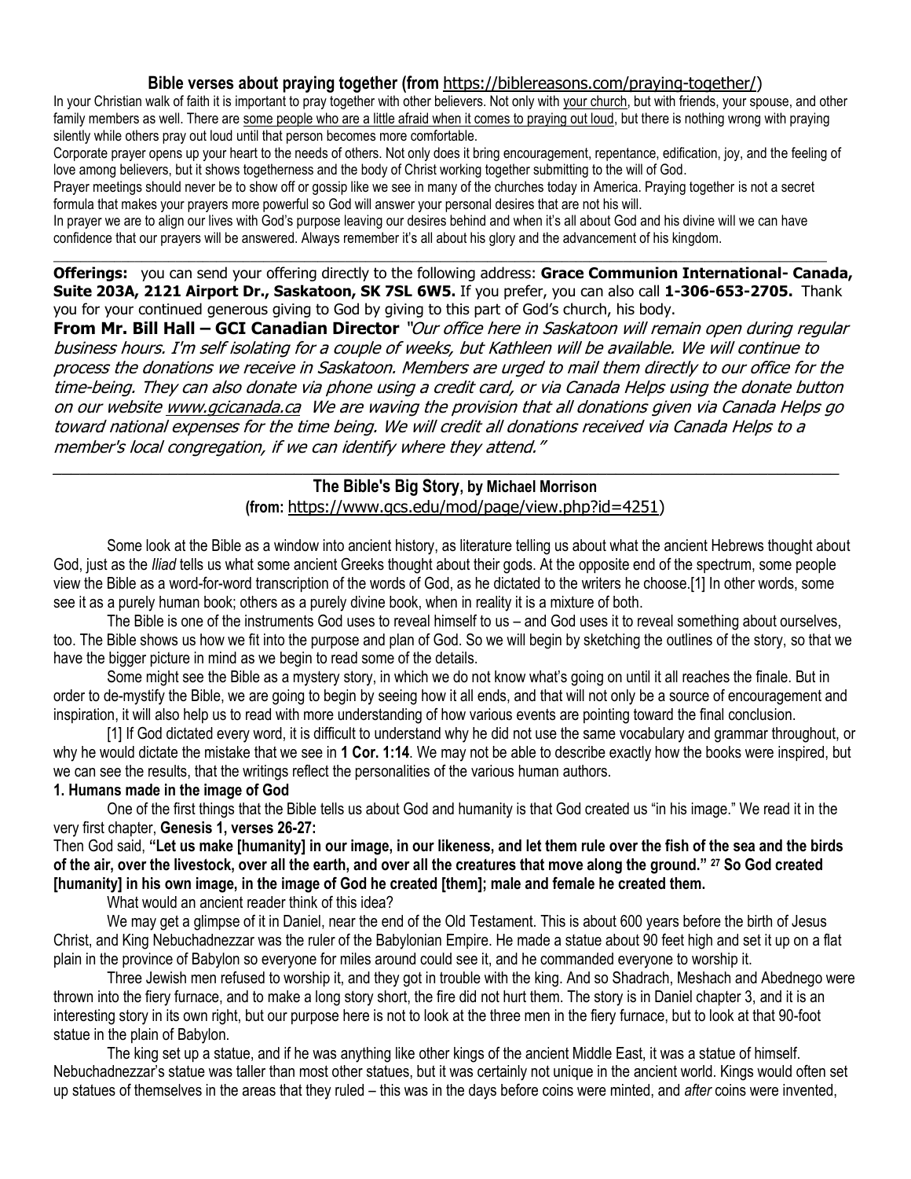**Bible verses about praying together (from** https://biblereasons.com/praying-together/)

In your Christian walk of faith it is important to pray together with other believers. Not only with your church, but with friends, your spouse, and other family members as well. There are some people who are a little afraid when it comes to praying out loud, but there is nothing wrong with praying silently while others pray out loud until that person becomes more comfortable.

Corporate prayer opens up your heart to the needs of others. Not only does it bring encouragement, repentance, edification, joy, and the feeling of love among believers, but it shows togetherness and the body of Christ working together submitting to the will of God.

Prayer meetings should never be to show off or gossip like we see in many of the churches today in America. Praying together is not a secret formula that makes your prayers more powerful so God will answer your personal desires that are not his will.

In prayer we are to align our lives with God's purpose leaving our desires behind and when it's all about God and his divine will we can have confidence that our prayers will be answered. Always remember it's all about his glory and the advancement of his kingdom.

---

**Offerings:** you can send your offering directly to the following address: **Grace Communion International- Canada, Suite 203A, 2121 Airport Dr., Saskatoon, SK 7SL 6W5.** If you prefer, you can also call **1-306-653-2705.** Thank you for your continued generous giving to God by giving to this part of God's church, his body.

**From Mr. Bill Hall – GCI Canadian Director** *"Our office here in Saskatoon will remain open during regular business hours. I'm self isolating for a couple of weeks, but Kathleen will be available. We will continue to process the donations we receive in Saskatoon. Members are urged to mail them directly to our office for the time-being. They can also donate via phone using a credit card, or via Canada Helps using the donate button on our website www.gcicanada.ca We are waving the provision that all donations given via Canada Helps go toward national expenses for the time being. We will credit all donations received via Canada Helps to a member's local congregation, if we can identify where they attend."*

---

## The Bible's Big Story, by Michael Morrison

**(from:** https://www.gcs.edu/mod/page/view.php?id=4251)

Some look at the Bible as a window into ancient history, as literature telling us about what the ancient Hebrews thought about God, just as the *Iliad* tells us what some ancient Greeks thought about their gods. At the opposite end of the spectrum, some people view the Bible as a word-for-word transcription of the words of God, as he dictated to the writers he choose.[1] In other words, some see it as a purely human book; others as a purely divine book, when in reality it is a mixture of both.

The Bible is one of the instruments God uses to reveal himself to us – and God uses it to reveal something about ourselves, too. The Bible shows us how we fit into the purpose and plan of God. So we will begin by sketching the outlines of the story, so that we have the bigger picture in mind as we begin to read some of the details.

Some might see the Bible as a mystery story, in which we do not know what's going on until it all reaches the finale. But in order to de-mystify the Bible, we are going to begin by seeing how it all ends, and that will not only be a source of encouragement and inspiration, it will also help us to read with more understanding of how various events are pointing toward the final conclusion.

[1] If God dictated every word, it is difficult to understand why he did not use the same vocabulary and grammar throughout, or why he would dictate the mistake that we see in **1 Cor. 1:14**. We may not be able to describe exactly how the books were inspired, but we can see the results, that the writings reflect the personalities of the various human authors.

### 1. Humans made in the image of God

One of the first things that the Bible tells us about God and humanity is that God created us "in his image." We read it in the very first chapter, **Genesis 1, verses 26-27:**

Then God said, **"Let us make [humanity] in our image, in our likeness, and let them rule over the fish of the sea and the birds of the air, over the livestock, over all the earth, and over all the creatures that move along the ground."** [27] **So God created [humanity] in his own image, in the image of God he created [them]; male and female he created them.**

What would an ancient reader think of this idea?

We may get a glimpse of it in Daniel, near the end of the Old Testament. This is about 600 years before the birth of Jesus Christ, and King Nebuchadnezzar was the ruler of the Babylonian Empire. He made a statue about 90 feet high and set it up on a flat plain in the province of Babylon so everyone for miles around could see it, and he commanded everyone to worship it.

Three Jewish men refused to worship it, and they got in trouble with the king. And so Shadrach, Meshach and Abednego were thrown into the fiery furnace, and to make a long story short, the fire did not hurt them. The story is in Daniel chapter 3, and it is an interesting story in its own right, but our purpose here is not to look at the three men in the fiery furnace, but to look at that 90-foot statue in the plain of Babylon.

The king set up a statue, and if he was anything like other kings of the ancient Middle East, it was a statue of himself. Nebuchadnezzar's statue was taller than most other statues, but it was certainly not unique in the ancient world. Kings would often set up statues of themselves in the areas that they ruled – this was in the days before coins were minted, and *after* coins were invented,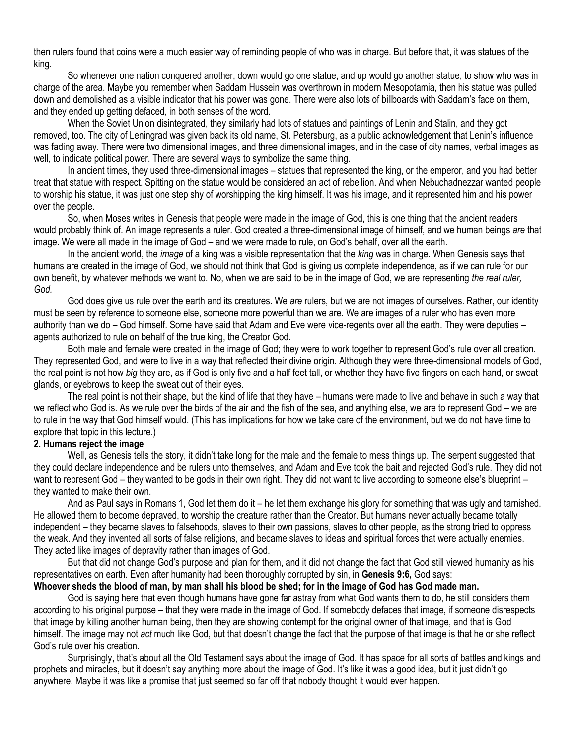then rulers found that coins were a much easier way of reminding people of who was in charge. But before that, it was statues of the king.

So whenever one nation conquered another, down would go one statue, and up would go another statue, to show who was in charge of the area. Maybe you remember when Saddam Hussein was overthrown in modern Mesopotamia, then his statue was pulled down and demolished as a visible indicator that his power was gone. There were also lots of billboards with Saddam's face on them, and they ended up getting defaced, in both senses of the word.

When the Soviet Union disintegrated, they similarly had lots of statues and paintings of Lenin and Stalin, and they got removed, too. The city of Leningrad was given back its old name, St. Petersburg, as a public acknowledgement that Lenin's influence was fading away. There were two dimensional images, and three dimensional images, and in the case of city names, verbal images as well, to indicate political power. There are several ways to symbolize the same thing.

In ancient times, they used three-dimensional images – statues that represented the king, or the emperor, and you had better treat that statue with respect. Spitting on the statue would be considered an act of rebellion. And when Nebuchadnezzar wanted people to worship his statue, it was just one step shy of worshipping the king himself. It was his image, and it represented him and his power over the people.

So, when Moses writes in Genesis that people were made in the image of God, this is one thing that the ancient readers would probably think of. An image represents a ruler. God created a three-dimensional image of himself, and we human beings *are* that image. We were all made in the image of God – and we were made to rule, on God's behalf, over all the earth.

In the ancient world, the *image* of a king was a visible representation that the *king* was in charge. When Genesis says that humans are created in the image of God, we should not think that God is giving us complete independence, as if we can rule for our own benefit, by whatever methods we want to. No, when we are said to be in the image of God, we are representing *the real ruler, God.*

God does give us rule over the earth and its creatures. We *are* rulers, but we are not images of ourselves. Rather, our identity must be seen by reference to someone else, someone more powerful than we are. We are images of a ruler who has even more authority than we do – God himself. Some have said that Adam and Eve were vice-regents over all the earth. They were deputies – agents authorized to rule on behalf of the true king, the Creator God.

Both male and female were created in the image of God; they were to work together to represent God's rule over all creation. They represented God, and were to live in a way that reflected their divine origin. Although they were three-dimensional models of God, the real point is not how *big* they are, as if God is only five and a half feet tall, or whether they have five fingers on each hand, or sweat glands, or eyebrows to keep the sweat out of their eyes.

The real point is not their shape, but the kind of life that they have – humans were made to live and behave in such a way that we reflect who God is. As we rule over the birds of the air and the fish of the sea, and anything else, we are to represent God – we are to rule in the way that God himself would. (This has implications for how we take care of the environment, but we do not have time to explore that topic in this lecture.)

### 2. Humans reject the image

Well, as Genesis tells the story, it didn't take long for the male and the female to mess things up. The serpent suggested that they could declare independence and be rulers unto themselves, and Adam and Eve took the bait and rejected God's rule. They did not want to represent God – they wanted to be gods in their own right. They did not want to live according to someone else's blueprint – they wanted to make their own.

And as Paul says in Romans 1, God let them do it – he let them exchange his glory for something that was ugly and tarnished. He allowed them to become depraved, to worship the creature rather than the Creator. But humans never actually became totally independent – they became slaves to falsehoods, slaves to their own passions, slaves to other people, as the strong tried to oppress the weak. And they invented all sorts of false religions, and became slaves to ideas and spiritual forces that were actually enemies. They acted like images of depravity rather than images of God.

But that did not change God's purpose and plan for them, and it did not change the fact that God still viewed humanity as his representatives on earth. Even after humanity had been thoroughly corrupted by sin, in **Genesis 9:6,** God says:

**Whoever sheds the blood of man, by man shall his blood be shed; for in the image of God has God made man.**

God is saying here that even though humans have gone far astray from what God wants them to do, he still considers them according to his original purpose – that they were made in the image of God. If somebody defaces that image, if someone disrespects that image by killing another human being, then they are showing contempt for the original owner of that image, and that is God himself. The image may not *act* much like God, but that doesn't change the fact that the purpose of that image is that he or she reflect God's rule over his creation.

Surprisingly, that's about all the Old Testament says about the image of God. It has space for all sorts of battles and kings and prophets and miracles, but it doesn't say anything more about the image of God. It's like it was a good idea, but it just didn't go anywhere. Maybe it was like a promise that just seemed so far off that nobody thought it would ever happen.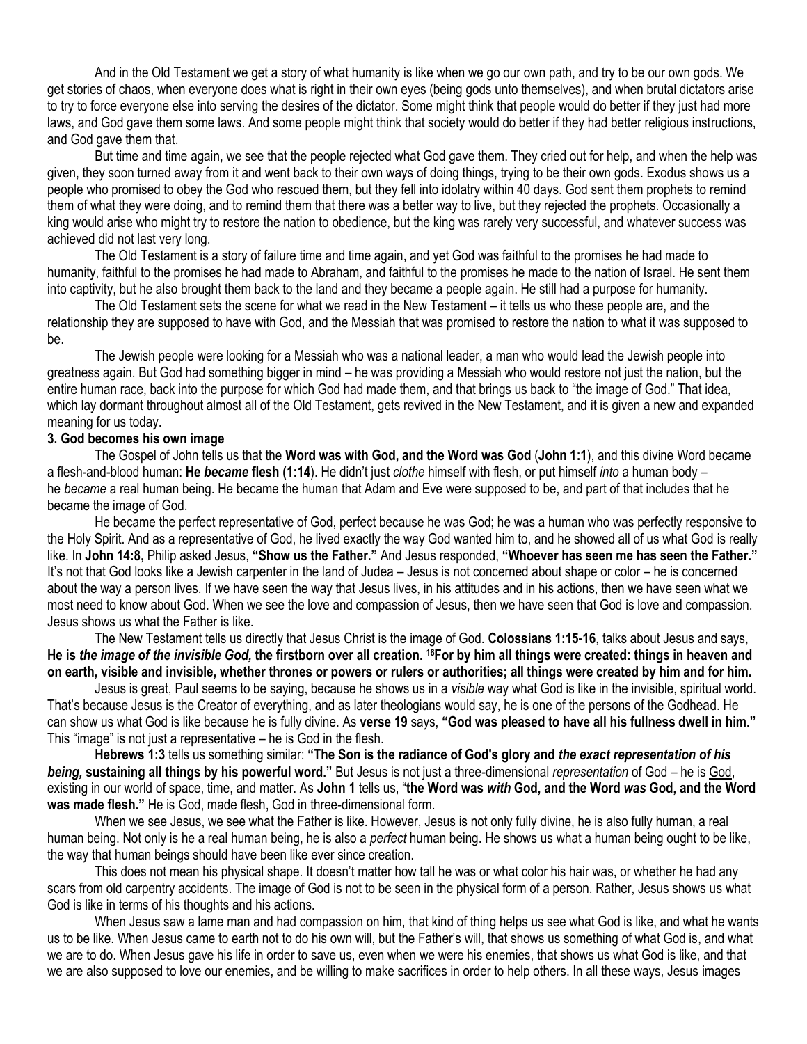And in the Old Testament we get a story of what humanity is like when we go our own path, and try to be our own gods. We get stories of chaos, when everyone does what is right in their own eyes (being gods unto themselves), and when brutal dictators arise to try to force everyone else into serving the desires of the dictator. Some might think that people would do better if they just had more laws, and God gave them some laws. And some people might think that society would do better if they had better religious instructions, and God gave them that.

But time and time again, we see that the people rejected what God gave them. They cried out for help, and when the help was given, they soon turned away from it and went back to their own ways of doing things, trying to be their own gods. Exodus shows us a people who promised to obey the God who rescued them, but they fell into idolatry within 40 days. God sent them prophets to remind them of what they were doing, and to remind them that there was a better way to live, but they rejected the prophets. Occasionally a king would arise who might try to restore the nation to obedience, but the king was rarely very successful, and whatever success was achieved did not last very long.

The Old Testament is a story of failure time and time again, and yet God was faithful to the promises he had made to humanity, faithful to the promises he had made to Abraham, and faithful to the promises he made to the nation of Israel. He sent them into captivity, but he also brought them back to the land and they became a people again. He still had a purpose for humanity.

The Old Testament sets the scene for what we read in the New Testament – it tells us who these people are, and the relationship they are supposed to have with God, and the Messiah that was promised to restore the nation to what it was supposed to be.

The Jewish people were looking for a Messiah who was a national leader, a man who would lead the Jewish people into greatness again. But God had something bigger in mind – he was providing a Messiah who would restore not just the nation, but the entire human race, back into the purpose for which God had made them, and that brings us back to "the image of God." That idea, which lay dormant throughout almost all of the Old Testament, gets revived in the New Testament, and it is given a new and expanded meaning for us today.

**3. God becomes his own image**

The Gospel of John tells us that the **Word was with God, and the Word was God** (**John 1:1**), and this divine Word became a flesh-and-blood human: **He *became* flesh (1:14**). He didn't just *clothe* himself with flesh, or put himself *into* a human body – he *became* a real human being. He became the human that Adam and Eve were supposed to be, and part of that includes that he became the image of God.

He became the perfect representative of God, perfect because he was God; he was a human who was perfectly responsive to the Holy Spirit. And as a representative of God, he lived exactly the way God wanted him to, and he showed all of us what God is really like. In **John 14:8,** Philip asked Jesus, **"Show us the Father."** And Jesus responded, **"Whoever has seen me has seen the Father."** It's not that God looks like a Jewish carpenter in the land of Judea – Jesus is not concerned about shape or color – he is concerned about the way a person lives. If we have seen the way that Jesus lives, in his attitudes and in his actions, then we have seen what we most need to know about God. When we see the love and compassion of Jesus, then we have seen that God is love and compassion. Jesus shows us what the Father is like.

The New Testament tells us directly that Jesus Christ is the image of God. **Colossians 1:15-16**, talks about Jesus and says, **He is *the image of the invisible God,* the firstborn over all creation. [16]For by him all things were created: things in heaven and on earth, visible and invisible, whether thrones or powers or rulers or authorities; all things were created by him and for him.**

Jesus is great, Paul seems to be saying, because he shows us in a *visible* way what God is like in the invisible, spiritual world. That's because Jesus is the Creator of everything, and as later theologians would say, he is one of the persons of the Godhead. He can show us what God is like because he is fully divine. As **verse 19** says, **"God was pleased to have all his fullness dwell in him."** This "image" is not just a representative – he is God in the flesh.

**Hebrews 1:3** tells us something similar: **"The Son is the radiance of God's glory and *the exact representation of his being,* sustaining all things by his powerful word."** But Jesus is not just a three-dimensional *representation* of God – he is God, existing in our world of space, time, and matter. As **John 1** tells us, "**the Word was *with* God, and the Word *was* God, and the Word was made flesh."** He is God, made flesh, God in three-dimensional form.

When we see Jesus, we see what the Father is like. However, Jesus is not only fully divine, he is also fully human, a real human being. Not only is he a real human being, he is also a *perfect* human being. He shows us what a human being ought to be like, the way that human beings should have been like ever since creation.

This does not mean his physical shape. It doesn't matter how tall he was or what color his hair was, or whether he had any scars from old carpentry accidents. The image of God is not to be seen in the physical form of a person. Rather, Jesus shows us what God is like in terms of his thoughts and his actions.

When Jesus saw a lame man and had compassion on him, that kind of thing helps us see what God is like, and what he wants us to be like. When Jesus came to earth not to do his own will, but the Father's will, that shows us something of what God is, and what we are to do. When Jesus gave his life in order to save us, even when we were his enemies, that shows us what God is like, and that we are also supposed to love our enemies, and be willing to make sacrifices in order to help others. In all these ways, Jesus images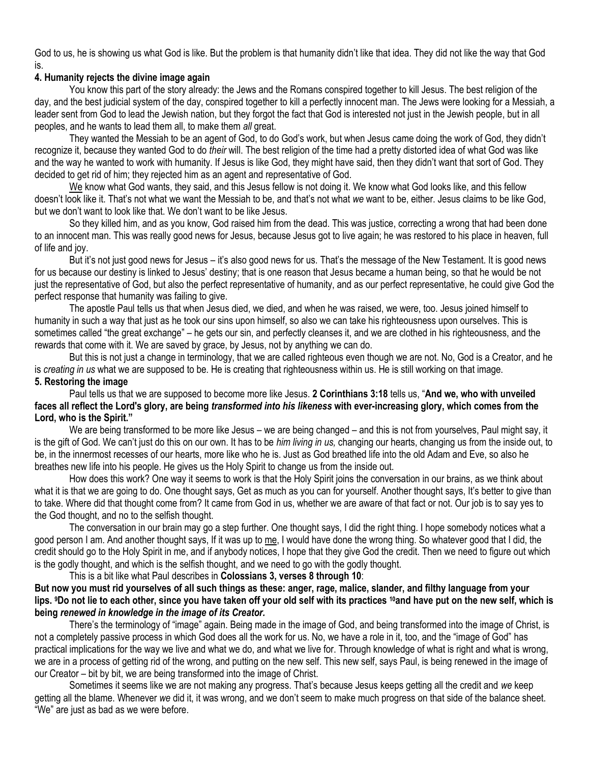God to us, he is showing us what God is like. But the problem is that humanity didn't like that idea. They did not like the way that God is.

**4. Humanity rejects the divine image again**

You know this part of the story already: the Jews and the Romans conspired together to kill Jesus. The best religion of the day, and the best judicial system of the day, conspired together to kill a perfectly innocent man. The Jews were looking for a Messiah, a leader sent from God to lead the Jewish nation, but they forgot the fact that God is interested not just in the Jewish people, but in all peoples, and he wants to lead them all, to make them *all* great.

They wanted the Messiah to be an agent of God, to do God's work, but when Jesus came doing the work of God, they didn't recognize it, because they wanted God to do *their* will. The best religion of the time had a pretty distorted idea of what God was like and the way he wanted to work with humanity. If Jesus is like God, they might have said, then they didn't want that sort of God. They decided to get rid of him; they rejected him as an agent and representative of God.

<u>We</u> know what God wants, they said, and this Jesus fellow is not doing it. We know what God looks like, and this fellow doesn't look like it. That's not what we want the Messiah to be, and that's not what *we* want to be, either. Jesus claims to be like God, but we don't want to look like that. We don't want to be like Jesus.

So they killed him, and as you know, God raised him from the dead. This was justice, correcting a wrong that had been done to an innocent man. This was really good news for Jesus, because Jesus got to live again; he was restored to his place in heaven, full of life and joy.

But it's not just good news for Jesus – it's also good news for us. That's the message of the New Testament. It is good news for us because our destiny is linked to Jesus' destiny; that is one reason that Jesus became a human being, so that he would be not just the representative of God, but also the perfect representative of humanity, and as our perfect representative, he could give God the perfect response that humanity was failing to give.

The apostle Paul tells us that when Jesus died, we died, and when he was raised, we were, too. Jesus joined himself to humanity in such a way that just as he took our sins upon himself, so also we can take his righteousness upon ourselves. This is sometimes called "the great exchange" – he gets our sin, and perfectly cleanses it, and we are clothed in his righteousness, and the rewards that come with it. We are saved by grace, by Jesus, not by anything we can do.

But this is not just a change in terminology, that we are called righteous even though we are not. No, God is a Creator, and he is *creating in us* what we are supposed to be. He is creating that righteousness within us. He is still working on that image.

**5. Restoring the image**

Paul tells us that we are supposed to become more like Jesus. **2 Corinthians 3:18** tells us, "**And we, who with unveiled faces all reflect the Lord's glory, are being *transformed into his likeness* with ever-increasing glory, which comes from the Lord, who is the Spirit."**

We are being transformed to be more like Jesus – we are being changed – and this is not from yourselves, Paul might say, it is the gift of God. We can't just do this on our own. It has to be *him living in us,* changing our hearts, changing us from the inside out, to be, in the innermost recesses of our hearts, more like who he is. Just as God breathed life into the old Adam and Eve, so also he breathes new life into his people. He gives us the Holy Spirit to change us from the inside out.

How does this work? One way it seems to work is that the Holy Spirit joins the conversation in our brains, as we think about what it is that we are going to do. One thought says, Get as much as you can for yourself. Another thought says, It's better to give than to take. Where did that thought come from? It came from God in us, whether we are aware of that fact or not. Our job is to say yes to the God thought, and no to the selfish thought.

The conversation in our brain may go a step further. One thought says, I did the right thing. I hope somebody notices what a good person I am. And another thought says, If it was up to <u>me</u>, I would have done the wrong thing. So whatever good that I did, the credit should go to the Holy Spirit in me, and if anybody notices, I hope that they give God the credit. Then we need to figure out which is the godly thought, and which is the selfish thought, and we need to go with the godly thought.

This is a bit like what Paul describes in **Colossians 3, verses 8 through 10**:

**But now you must rid yourselves of all such things as these: anger, rage, malice, slander, and filthy language from your lips. [9]Do not lie to each other, since you have taken off your old self with its practices [10]and have put on the new self, which is being *renewed in knowledge in the image of its Creator.***

There's the terminology of "image" again. Being made in the image of God, and being transformed into the image of Christ, is not a completely passive process in which God does all the work for us. No, we have a role in it, too, and the "image of God" has practical implications for the way we live and what we do, and what we live for. Through knowledge of what is right and what is wrong, we are in a process of getting rid of the wrong, and putting on the new self. This new self, says Paul, is being renewed in the image of our Creator – bit by bit, we are being transformed into the image of Christ.

Sometimes it seems like we are not making any progress. That's because Jesus keeps getting all the credit and *we* keep getting all the blame. Whenever *we* did it, it was wrong, and we don't seem to make much progress on that side of the balance sheet. "We" are just as bad as we were before.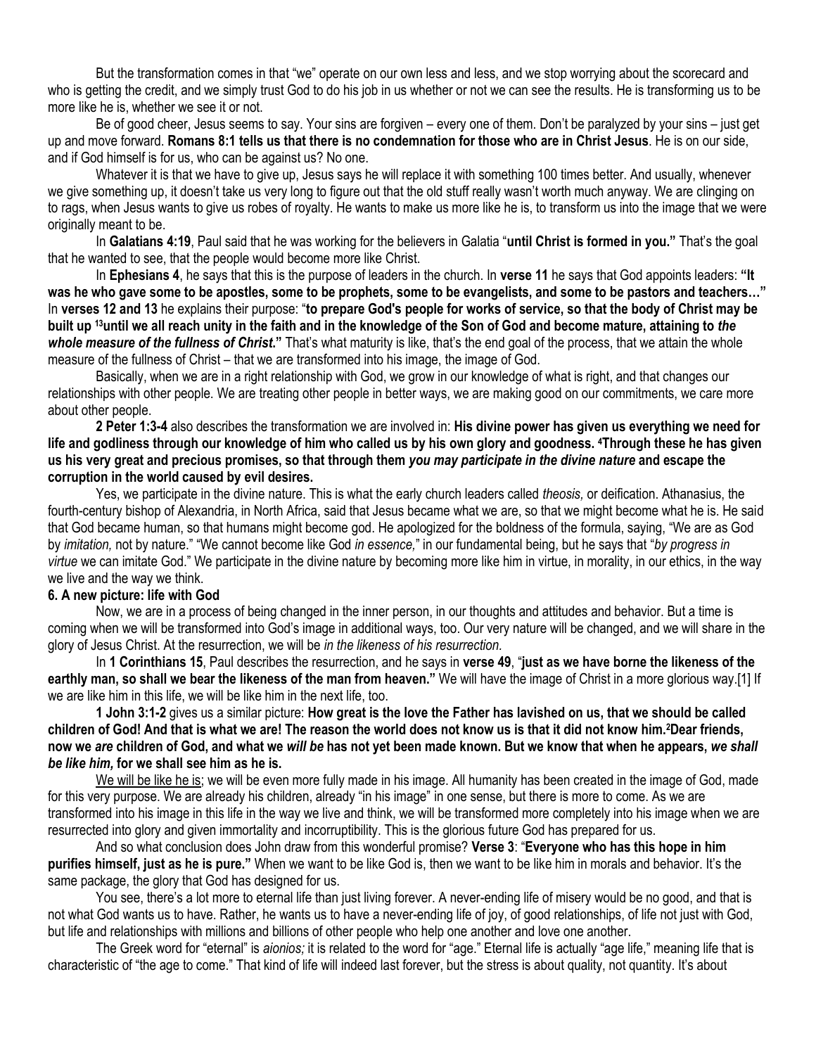But the transformation comes in that "we" operate on our own less and less, and we stop worrying about the scorecard and who is getting the credit, and we simply trust God to do his job in us whether or not we can see the results. He is transforming us to be more like he is, whether we see it or not.

Be of good cheer, Jesus seems to say. Your sins are forgiven – every one of them. Don't be paralyzed by your sins – just get up and move forward. **Romans 8:1 tells us that there is no condemnation for those who are in Christ Jesus**. He is on our side, and if God himself is for us, who can be against us? No one.

Whatever it is that we have to give up, Jesus says he will replace it with something 100 times better. And usually, whenever we give something up, it doesn't take us very long to figure out that the old stuff really wasn't worth much anyway. We are clinging on to rags, when Jesus wants to give us robes of royalty. He wants to make us more like he is, to transform us into the image that we were originally meant to be.

In **Galatians 4:19**, Paul said that he was working for the believers in Galatia "**until Christ is formed in you."** That's the goal that he wanted to see, that the people would become more like Christ.

In **Ephesians 4**, he says that this is the purpose of leaders in the church. In **verse 11** he says that God appoints leaders: **"It was he who gave some to be apostles, some to be prophets, some to be evangelists, and some to be pastors and teachers…"** In **verses 12 and 13** he explains their purpose: "**to prepare God's people for works of service, so that the body of Christ may be built up [13]until we all reach unity in the faith and in the knowledge of the Son of God and become mature, attaining to *the whole measure of the fullness of Christ.*"** That's what maturity is like, that's the end goal of the process, that we attain the whole measure of the fullness of Christ – that we are transformed into his image, the image of God.

Basically, when we are in a right relationship with God, we grow in our knowledge of what is right, and that changes our relationships with other people. We are treating other people in better ways, we are making good on our commitments, we care more about other people.

**2 Peter 1:3-4** also describes the transformation we are involved in: **His divine power has given us everything we need for life and godliness through our knowledge of him who called us by his own glory and goodness. [4]Through these he has given us his very great and precious promises, so that through them *you may participate in the divine nature* and escape the corruption in the world caused by evil desires.**

Yes, we participate in the divine nature. This is what the early church leaders called *theosis,* or deification. Athanasius, the fourth-century bishop of Alexandria, in North Africa, said that Jesus became what we are, so that we might become what he is. He said that God became human, so that humans might become god. He apologized for the boldness of the formula, saying, "We are as God by *imitation,* not by nature." "We cannot become like God *in essence,*" in our fundamental being, but he says that "*by progress in virtue* we can imitate God." We participate in the divine nature by becoming more like him in virtue, in morality, in our ethics, in the way we live and the way we think.

**6. A new picture: life with God**

Now, we are in a process of being changed in the inner person, in our thoughts and attitudes and behavior. But a time is coming when we will be transformed into God's image in additional ways, too. Our very nature will be changed, and we will share in the glory of Jesus Christ. At the resurrection, we will be *in the likeness of his resurrection.*

In **1 Corinthians 15**, Paul describes the resurrection, and he says in **verse 49**, "**just as we have borne the likeness of the earthly man, so shall we bear the likeness of the man from heaven."** We will have the image of Christ in a more glorious way.[1] If we are like him in this life, we will be like him in the next life, too.

**1 John 3:1-2** gives us a similar picture: **How great is the love the Father has lavished on us, that we should be called children of God! And that is what we are! The reason the world does not know us is that it did not know him.[2]Dear friends, now we *are* children of God, and what we *will be* has not yet been made known. But we know that when he appears, *we shall be like him,* for we shall see him as he is.**

<u>We will be like he is</u>; we will be even more fully made in his image. All humanity has been created in the image of God, made for this very purpose. We are already his children, already "in his image" in one sense, but there is more to come. As we are transformed into his image in this life in the way we live and think, we will be transformed more completely into his image when we are resurrected into glory and given immortality and incorruptibility. This is the glorious future God has prepared for us.

And so what conclusion does John draw from this wonderful promise? **Verse 3**: "**Everyone who has this hope in him purifies himself, just as he is pure."** When we want to be like God is, then we want to be like him in morals and behavior. It's the same package, the glory that God has designed for us.

You see, there's a lot more to eternal life than just living forever. A never-ending life of misery would be no good, and that is not what God wants us to have. Rather, he wants us to have a never-ending life of joy, of good relationships, of life not just with God, but life and relationships with millions and billions of other people who help one another and love one another.

The Greek word for "eternal" is *aionios;* it is related to the word for "age." Eternal life is actually "age life," meaning life that is characteristic of "the age to come." That kind of life will indeed last forever, but the stress is about quality, not quantity. It's about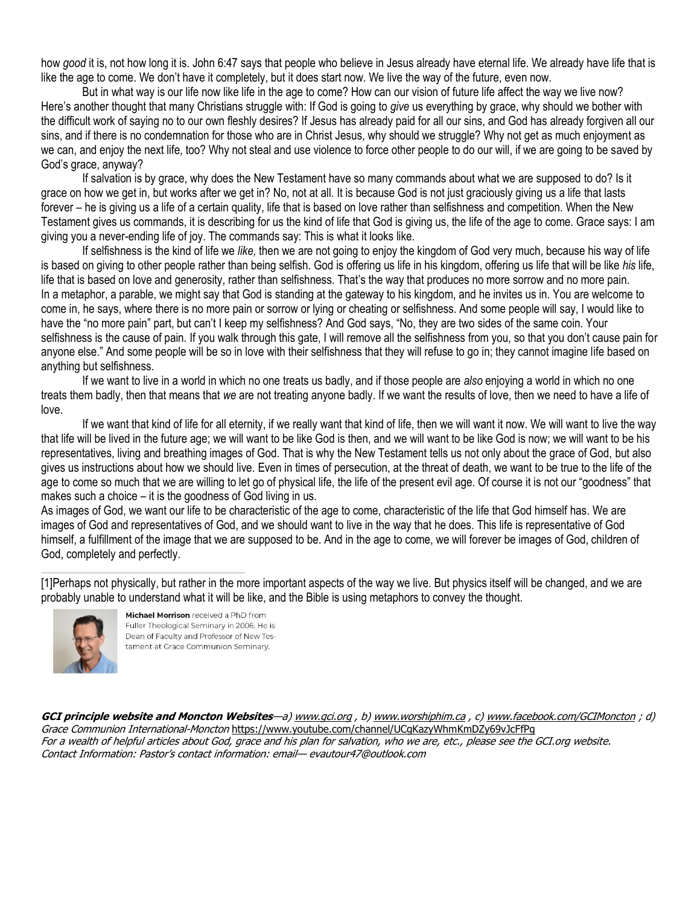how *good* it is, not how long it is. John 6:47 says that people who believe in Jesus already have eternal life. We already have life that is like the age to come. We don't have it completely, but it does start now. We live the way of the future, even now.

But in what way is our life now like life in the age to come? How can our vision of future life affect the way we live now? Here's another thought that many Christians struggle with: If God is going to *give* us everything by grace, why should we bother with the difficult work of saying no to our own fleshly desires? If Jesus has already paid for all our sins, and God has already forgiven all our sins, and if there is no condemnation for those who are in Christ Jesus, why should we struggle? Why not get as much enjoyment as we can, and enjoy the next life, too? Why not steal and use violence to force other people to do our will, if we are going to be saved by God's grace, anyway?

If salvation is by grace, why does the New Testament have so many commands about what we are supposed to do? Is it grace on how we get in, but works after we get in? No, not at all. It is because God is not just graciously giving us a life that lasts forever – he is giving us a life of a certain quality, life that is based on love rather than selfishness and competition. When the New Testament gives us commands, it is describing for us the kind of life that God is giving us, the life of the age to come. Grace says: I am giving you a never-ending life of joy. The commands say: This is what it looks like.

If selfishness is the kind of life we *like,* then we are not going to enjoy the kingdom of God very much, because his way of life is based on giving to other people rather than being selfish. God is offering us life in his kingdom, offering us life that will be like *his* life, life that is based on love and generosity, rather than selfishness. That's the way that produces no more sorrow and no more pain. In a metaphor, a parable, we might say that God is standing at the gateway to his kingdom, and he invites us in. You are welcome to come in, he says, where there is no more pain or sorrow or lying or cheating or selfishness. And some people will say, I would like to have the "no more pain" part, but can't I keep my selfishness? And God says, "No, they are two sides of the same coin. Your selfishness is the cause of pain. If you walk through this gate, I will remove all the selfishness from you, so that you don't cause pain for anyone else." And some people will be so in love with their selfishness that they will refuse to go in; they cannot imagine life based on anything but selfishness.

If we want to live in a world in which no one treats us badly, and if those people are *also* enjoying a world in which no one treats them badly, then that means that *we* are not treating anyone badly. If we want the results of love, then we need to have a life of love.

If we want that kind of life for all eternity, if we really want that kind of life, then we will want it now. We will want to live the way that life will be lived in the future age; we will want to be like God is then, and we will want to be like God is now; we will want to be his representatives, living and breathing images of God. That is why the New Testament tells us not only about the grace of God, but also gives us instructions about how we should live. Even in times of persecution, at the threat of death, we want to be true to the life of the age to come so much that we are willing to let go of physical life, the life of the present evil age. Of course it is not our "goodness" that makes such a choice – it is the goodness of God living in us.

As images of God, we want our life to be characteristic of the age to come, characteristic of the life that God himself has. We are images of God and representatives of God, and we should want to live in the way that he does. This life is representative of God himself, a fulfillment of the image that we are supposed to be. And in the age to come, we will forever be images of God, children of God, completely and perfectly.

---

[1]Perhaps not physically, but rather in the more important aspects of the way we live. But physics itself will be changed, and we are probably unable to understand what it will be like, and the Bible is using metaphors to convey the thought.

**Michael Morrison** received a PhD from Fuller Theological Seminary in 2006. He is Dean of Faculty and Professor of New Testament at Grace Communion Seminary.

***GCI principle website and Moncton Websites****—a) www.gci.org , b) www.worshiphim.ca , c) www.facebook.com/GCIMoncton ; d) Grace Communion International-Moncton* https://www.youtube.com/channel/UCgKazyWhmKmDZy69vJcFfPg
*For a wealth of helpful articles about God, grace and his plan for salvation, who we are, etc., please see the GCI.org website.*
*Contact Information: Pastor's contact information: email— evautour47@outlook.com*